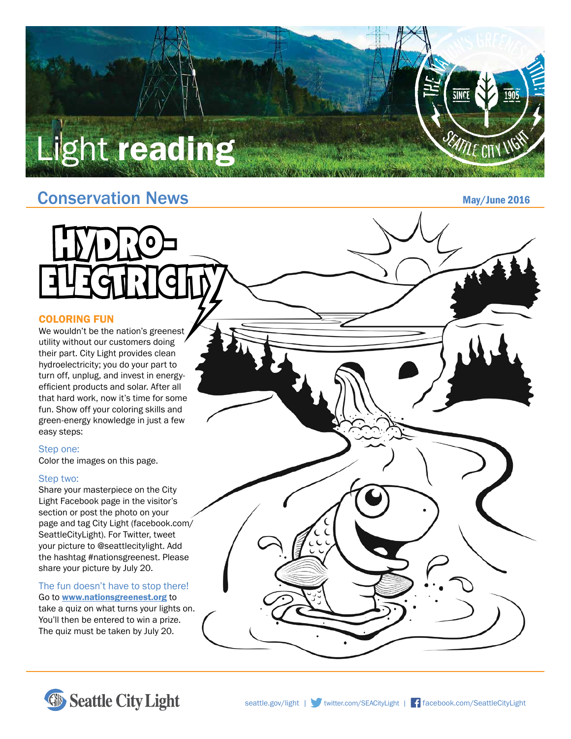# Light **reading**

## Conservation News

May/June 2016

# HYDRO-ELECTRICITY

### COLORING FUN

We wouldn't be the nation's greenest utility without our customers doing their part. City Light provides clean hydroelectricity; you do your part to turn off, unplug, and invest in energy-efficient products and solar. After all that hard work, now it's time for some fun. Show off your coloring skills and green-energy knowledge in just a few easy steps:

#### Step one:

Color the images on this page.

#### Step two:

Share your masterpiece on the City Light Facebook page in the visitor's section or post the photo on your page and tag City Light (facebook.com/SeattleCityLight). For Twitter, tweet your picture to @seattlecitylight. Add the hashtag #nationsgreenest. Please share your picture by July 20.

#### The fun doesn't have to stop there!

Go to **www.nationsgreenest.org** to take a quiz on what turns your lights on. You'll then be entered to win a prize. The quiz must be taken by July 20.

Seattle City Light

seattle.gov/light | twitter.com/SEACityLight | facebook.com/SeattleCityLight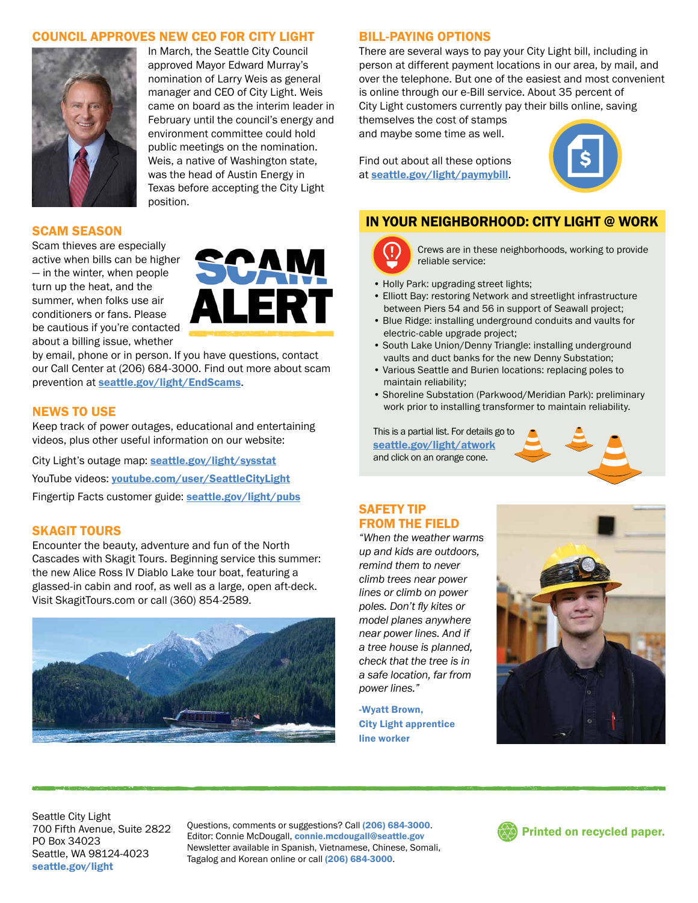## COUNCIL APPROVES NEW CEO FOR CITY LIGHT

In March, the Seattle City Council approved Mayor Edward Murray's nomination of Larry Weis as general manager and CEO of City Light. Weis came on board as the interim leader in February until the council's energy and environment committee could hold public meetings on the nomination. Weis, a native of Washington state, was the head of Austin Energy in Texas before accepting the City Light position.

## SCAM SEASON

Scam thieves are especially active when bills can be higher — in the winter, when people turn up the heat, and the summer, when folks use air conditioners or fans. Please be cautious if you're contacted about a billing issue, whether by email, phone or in person. If you have questions, contact our Call Center at (206) 684-3000. Find out more about scam prevention at **seattle.gov/light/EndScams**.

## NEWS TO USE

Keep track of power outages, educational and entertaining videos, plus other useful information on our website:

City Light's outage map: **seattle.gov/light/sysstat**

YouTube videos: **youtube.com/user/SeattleCityLight**

Fingertip Facts customer guide: **seattle.gov/light/pubs**

## SKAGIT TOURS

Encounter the beauty, adventure and fun of the North Cascades with Skagit Tours. Beginning service this summer: the new Alice Ross IV Diablo Lake tour boat, featuring a glassed-in cabin and roof, as well as a large, open aft-deck. Visit SkagitTours.com or call (360) 854-2589.

## BILL-PAYING OPTIONS

There are several ways to pay your City Light bill, including in person at different payment locations in our area, by mail, and over the telephone. But one of the easiest and most convenient is online through our e-Bill service. About 35 percent of City Light customers currently pay their bills online, saving themselves the cost of stamps and maybe some time as well.

Find out about all these options at **seattle.gov/light/paymybill**.

## IN YOUR NEIGHBORHOOD: CITY LIGHT @ WORK

Crews are in these neighborhoods, working to provide reliable service:

- Holly Park: upgrading street lights;
- Elliott Bay: restoring Network and streetlight infrastructure between Piers 54 and 56 in support of Seawall project;
- Blue Ridge: installing underground conduits and vaults for electric-cable upgrade project;
- South Lake Union/Denny Triangle: installing underground vaults and duct banks for the new Denny Substation;
- Various Seattle and Burien locations: replacing poles to maintain reliability;
- Shoreline Substation (Parkwood/Meridian Park): preliminary work prior to installing transformer to maintain reliability.

This is a partial list. For details go to **seattle.gov/light/atwork** and click on an orange cone.

## SAFETY TIP FROM THE FIELD

*"When the weather warms up and kids are outdoors, remind them to never climb trees near power lines or climb on power poles. Don't fly kites or model planes anywhere near power lines. And if a tree house is planned, check that the tree is in a safe location, far from power lines."*

**-Wyatt Brown, City Light apprentice line worker**

---

Seattle City Light
700 Fifth Avenue, Suite 2822
PO Box 34023
Seattle, WA 98124-4023
**seattle.gov/light**

Questions, comments or suggestions? Call **(206) 684-3000**.
Editor: Connie McDougall, **connie.mcdougall@seattle.gov**
Newsletter available in Spanish, Vietnamese, Chinese, Somali, Tagalog and Korean online or call **(206) 684-3000**.

**Printed on recycled paper.**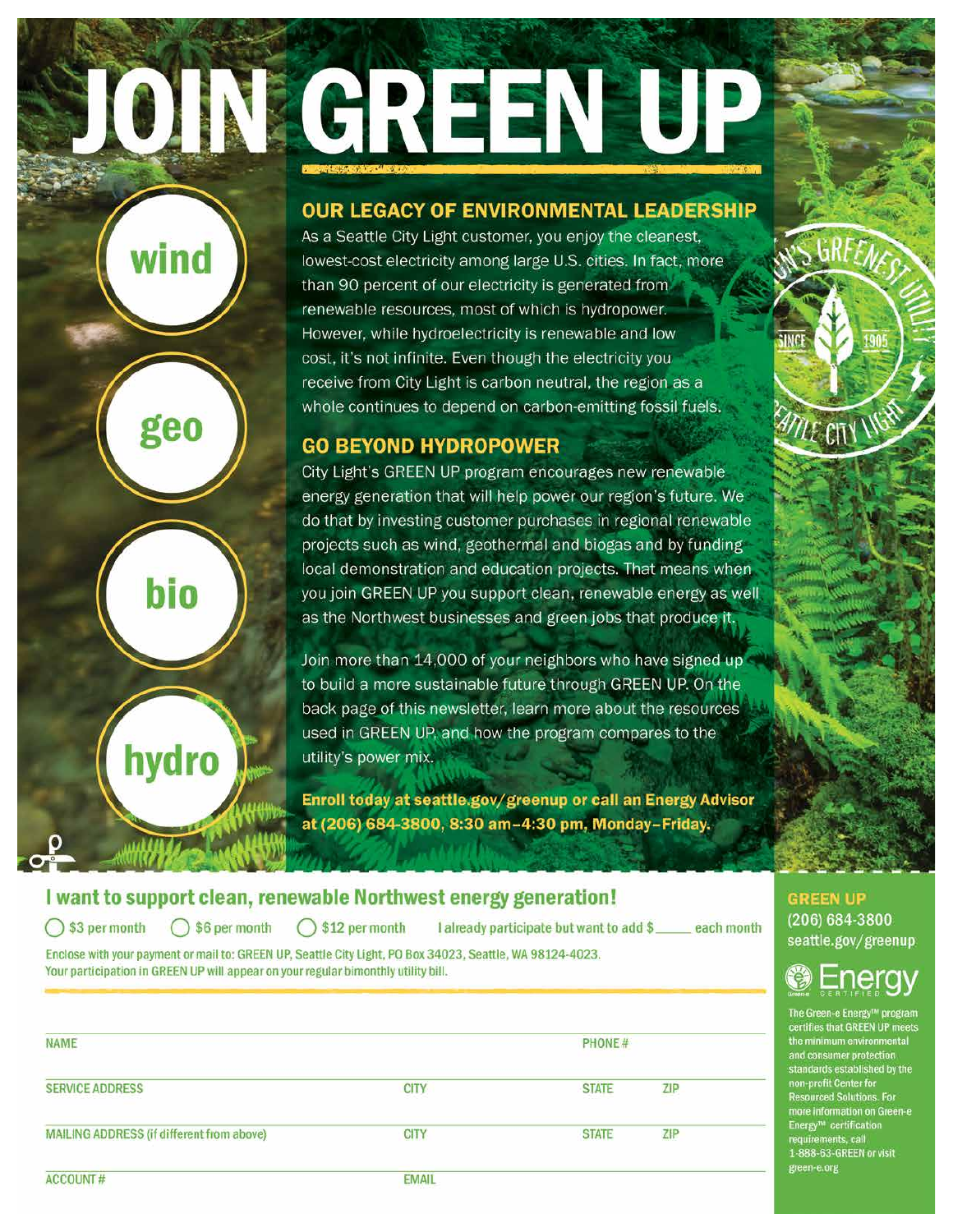# JOIN GREEN UP

wind

geo

bio

hydro

## OUR LEGACY OF ENVIRONMENTAL LEADERSHIP

As a Seattle City Light customer, you enjoy the cleanest, lowest-cost electricity among large U.S. cities. In fact, more than 90 percent of our electricity is generated from renewable resources, most of which is hydropower. However, while hydroelectricity is renewable and low cost, it's not infinite. Even though the electricity you receive from City Light is carbon neutral, the region as a whole continues to depend on carbon-emitting fossil fuels.

## GO BEYOND HYDROPOWER

City Light's GREEN UP program encourages new renewable energy generation that will help power our region's future. We do that by investing customer purchases in regional renewable projects such as wind, geothermal and biogas and by funding local demonstration and education projects. That means when you join GREEN UP you support clean, renewable energy as well as the Northwest businesses and green jobs that produce it.

Join more than 14,000 of your neighbors who have signed up to build a more sustainable future through GREEN UP. On the back page of this newsletter, learn more about the resources used in GREEN UP and how the program compares to the utility's power mix.

**Enroll today at seattle.gov/greenup or call an Energy Advisor at (206) 684-3800, 8:30 am–4:30 pm, Monday–Friday.**

NATION'S GREENEST UTILITY — SINCE 1905 — SEATTLE CITY LIGHT

## I want to support clean, renewable Northwest energy generation!

◯ $3 per month ◯ $6 per month ◯ $12 per month I already participate but want to add $_____ each month

Enclose with your payment or mail to: GREEN UP, Seattle City Light, PO Box 34023, Seattle, WA 98124-4023.
Your participation in GREEN UP will appear on your regular bimonthly utility bill.

| NAME | | PHONE # | |
|---|---|---|---|
| SERVICE ADDRESS | CITY | STATE | ZIP |
| MAILING ADDRESS (if different from above) | CITY | STATE | ZIP |
| ACCOUNT # | EMAIL | | |

**GREEN UP**
(206) 684-3800
seattle.gov/greenup

Green-e Energy CERTIFIED

The Green-e Energy™ program certifies that GREEN UP meets the minimum environmental and consumer protection standards established by the non-profit Center for Resourced Solutions. For more information on Green-e Energy™ certification requirements, call 1-888-63-GREEN or visit green-e.org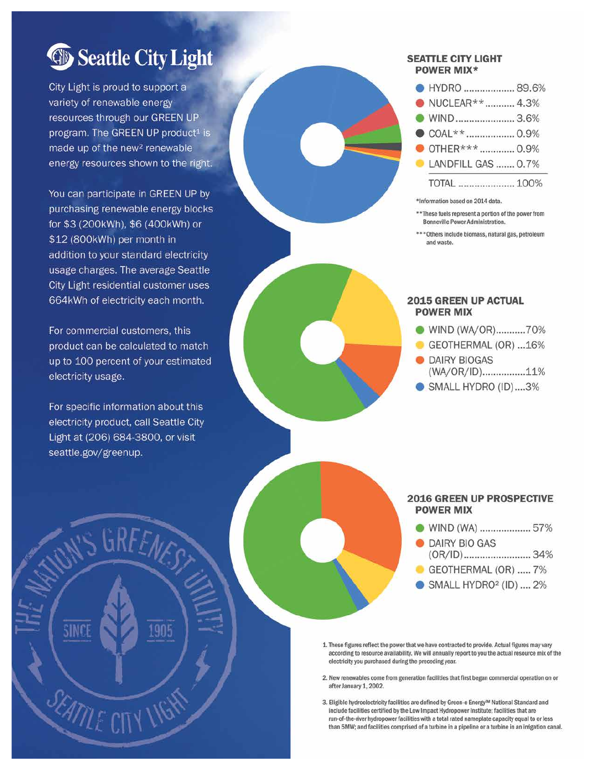# Seattle City Light

City Light is proud to support a variety of renewable energy resources through our GREEN UP program. The GREEN UP product[1] is made up of the new[2] renewable energy resources shown to the right.

You can participate in GREEN UP by purchasing renewable energy blocks for $3 (200kWh), $6 (400kWh) or $12 (800kWh) per month in addition to your standard electricity usage charges. The average Seattle City Light residential customer uses 664kWh of electricity each month.

For commercial customers, this product can be calculated to match up to 100 percent of your estimated electricity usage.

For specific information about this electricity product, call Seattle City Light at (206) 684-3800, or visit seattle.gov/greenup.

## SEATTLE CITY LIGHT POWER MIX*

HYDRO .................. 89.6%
NUCLEAR** .......... 4.3%
WIND ..................... 3.6%
COAL** ................. 0.9%
OTHER*** ............ 0.9%
LANDFILL GAS ....... 0.7%
TOTAL .................... 100%

*Information based on 2014 data.

**These fuels represent a portion of the power from Bonneville Power Administration.

***Others include biomass, natural gas, petroleum and waste.

## 2015 GREEN UP ACTUAL POWER MIX

WIND (WA/OR)...........70%
GEOTHERMAL (OR) ...16%
DAIRY BIOGAS (WA/OR/ID)................11%
SMALL HYDRO (ID)....3%

## 2016 GREEN UP PROSPECTIVE POWER MIX

WIND (WA) .................. 57%
DAIRY BIO GAS (OR/ID)........................ 34%
GEOTHERMAL (OR) ..... 7%
SMALL HYDRO[3] (ID) .... 2%

THE NATION'S GREENEST UTILITY
SINCE 1905
SEATTLE CITY LIGHT

1. These figures reflect the power that we have contracted to provide. Actual figures may vary according to resource availability. We will annually report to you the actual resource mix of the electricity you purchased during the preceding year.
2. New renewables come from generation facilities that first began commercial operation on or after January 1, 2002.
3. Eligible hydroelectricity facilities are defined by Green-e Energy™ National Standard and include facilities certified by the Low Impact Hydropower Institute; facilities that are run-of-the-river hydropower facilities with a total rated nameplate capacity equal to or less than 5MW; and facilities comprised of a turbine in a pipeline or a turbine in an irrigation canal.